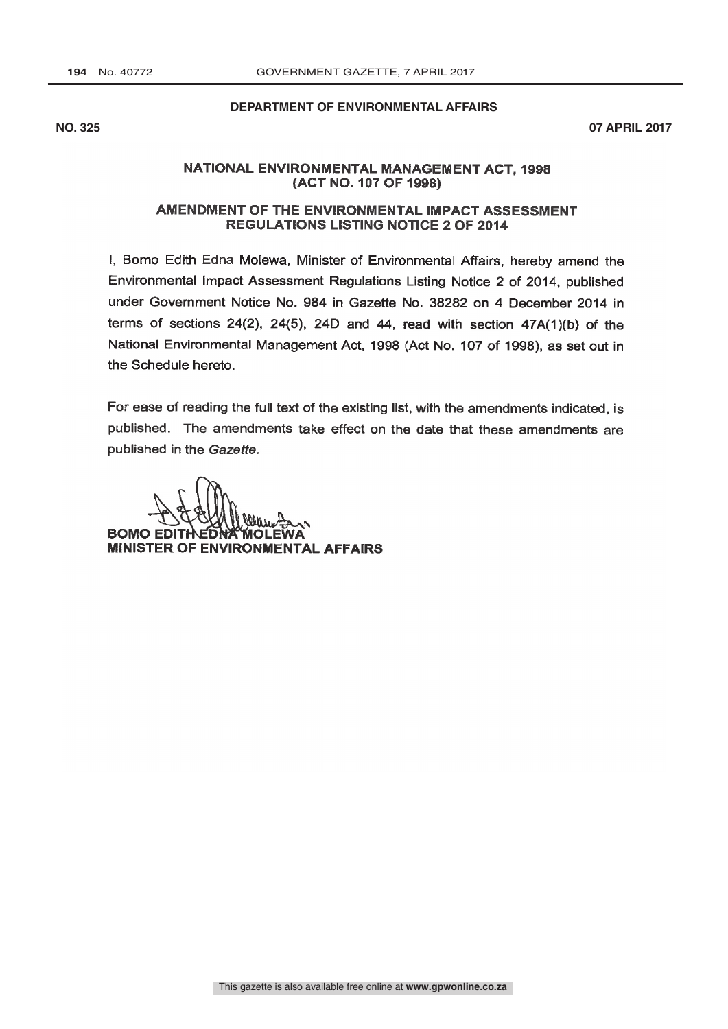**DEPARTMENT OF ENVIRONMENTAL AFFAIRS**

**NO. 325** **07 APRIL 2017**

## NATIONAL ENVIRONMENTAL MANAGEMENT ACT, 1998 (ACT NO. 107 OF 1998)

## AMENDMENT OF THE ENVIRONMENTAL IMPACT ASSESSMENT REGULATIONS LISTING NOTICE 2 OF 2014

I, Bomo Edith Edna Molewa, Minister of Environmental Affairs, hereby amend the Environmental Impact Assessment Regulations Listing Notice 2 of 2014, published under Government Notice No. 984 in Gazette No. 38282 on 4 December 2014 in terms of sections 24(2), 24(5), 24D and 44, read with section 47A(1)(b) of the National Environmental Management Act, 1998 (Act No. 107 of 1998), as set out in the Schedule hereto.

For ease of reading the full text of the existing list, with the amendments indicated, is published. The amendments take effect on the date that these amendments are published in the *Gazette*.

**BOMO EDITH EDNA MOLEWA**
**MINISTER OF ENVIRONMENTAL AFFAIRS**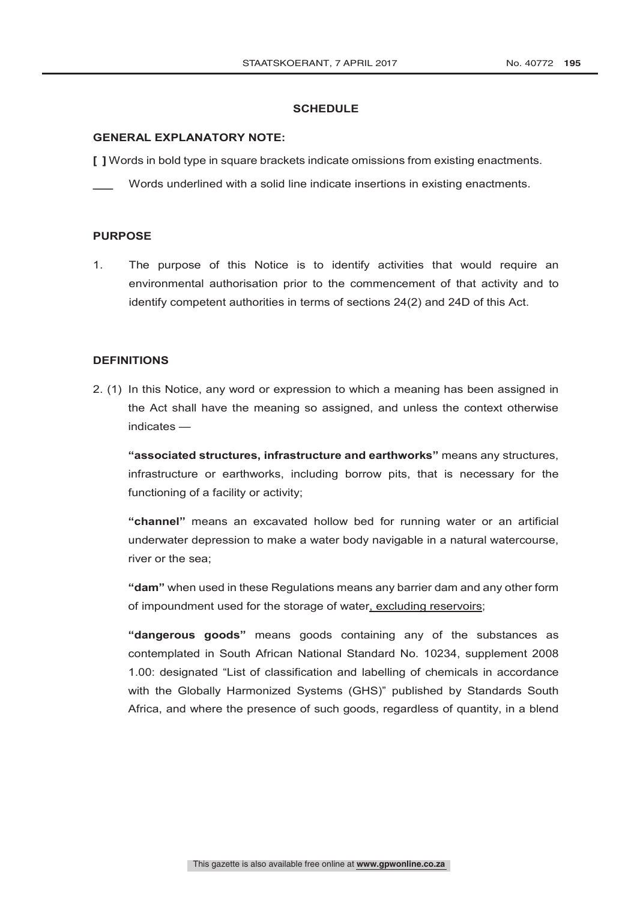**SCHEDULE**

**GENERAL EXPLANATORY NOTE:**

**[ ]** Words in bold type in square brackets indicate omissions from existing enactments.

\_\_\_\_ Words underlined with a solid line indicate insertions in existing enactments.

**PURPOSE**

1. The purpose of this Notice is to identify activities that would require an environmental authorisation prior to the commencement of that activity and to identify competent authorities in terms of sections 24(2) and 24D of this Act.

**DEFINITIONS**

2. (1) In this Notice, any word or expression to which a meaning has been assigned in the Act shall have the meaning so assigned, and unless the context otherwise indicates —

**"associated structures, infrastructure and earthworks"** means any structures, infrastructure or earthworks, including borrow pits, that is necessary for the functioning of a facility or activity;

**"channel"** means an excavated hollow bed for running water or an artificial underwater depression to make a water body navigable in a natural watercourse, river or the sea;

**"dam"** when used in these Regulations means any barrier dam and any other form of impoundment used for the storage of water<u>, excluding reservoirs</u>;

**"dangerous goods"** means goods containing any of the substances as contemplated in South African National Standard No. 10234, supplement 2008 1.00: designated "List of classification and labelling of chemicals in accordance with the Globally Harmonized Systems (GHS)" published by Standards South Africa, and where the presence of such goods, regardless of quantity, in a blend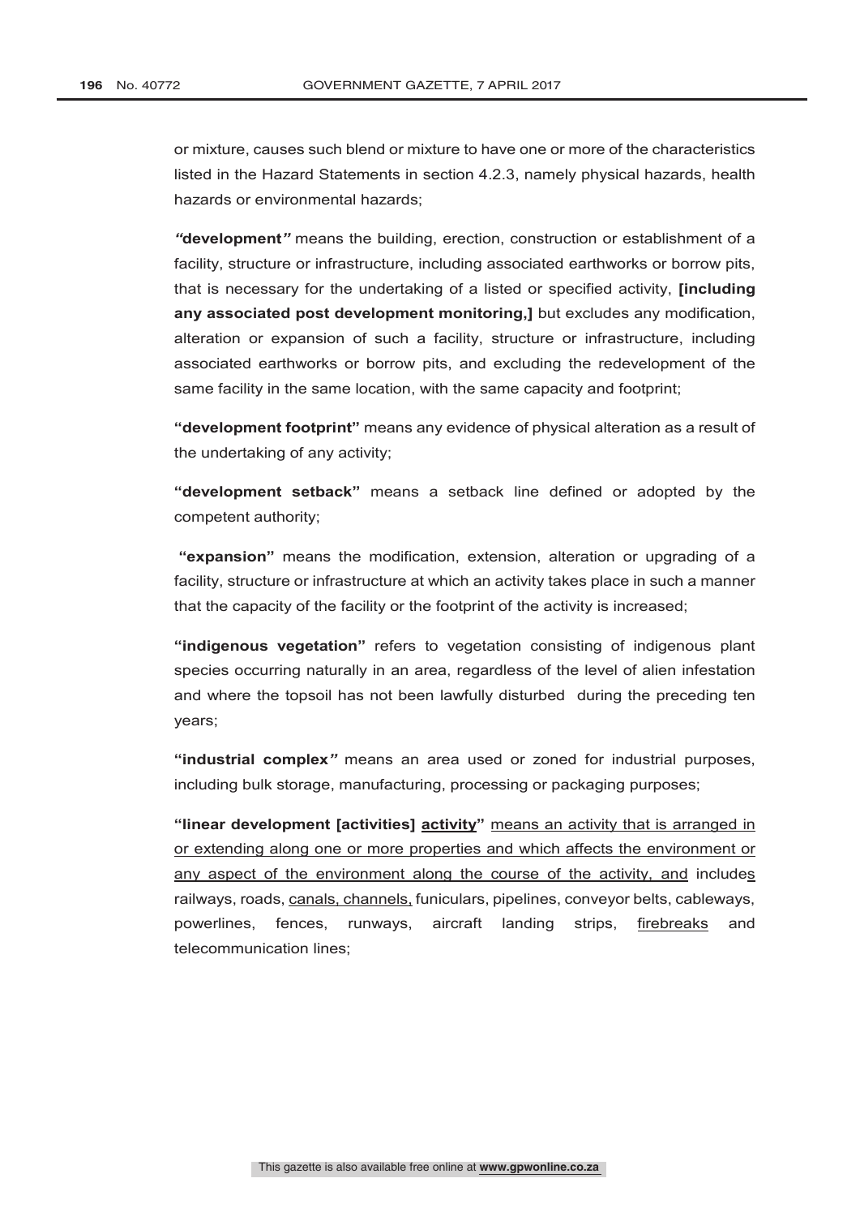or mixture, causes such blend or mixture to have one or more of the characteristics listed in the Hazard Statements in section 4.2.3, namely physical hazards, health hazards or environmental hazards;

**"development"** means the building, erection, construction or establishment of a facility, structure or infrastructure, including associated earthworks or borrow pits, that is necessary for the undertaking of a listed or specified activity, **[including any associated post development monitoring,]** but excludes any modification, alteration or expansion of such a facility, structure or infrastructure, including associated earthworks or borrow pits, and excluding the redevelopment of the same facility in the same location, with the same capacity and footprint;

**"development footprint"** means any evidence of physical alteration as a result of the undertaking of any activity;

**"development setback"** means a setback line defined or adopted by the competent authority;

**"expansion"** means the modification, extension, alteration or upgrading of a facility, structure or infrastructure at which an activity takes place in such a manner that the capacity of the facility or the footprint of the activity is increased;

**"indigenous vegetation"** refers to vegetation consisting of indigenous plant species occurring naturally in an area, regardless of the level of alien infestation and where the topsoil has not been lawfully disturbed during the preceding ten years;

**"industrial complex"** means an area used or zoned for industrial purposes, including bulk storage, manufacturing, processing or packaging purposes;

**"linear development [activities] <u>activity</u>"** <u>means an activity that is arranged in or extending along one or more properties and which affects the environment or any aspect of the environment along the course of the activity, and</u> include<u>s</u> railways, roads, <u>canals, channels,</u> funiculars, pipelines, conveyor belts, cableways, powerlines, fences, runways, aircraft landing strips, <u>firebreaks</u> and telecommunication lines;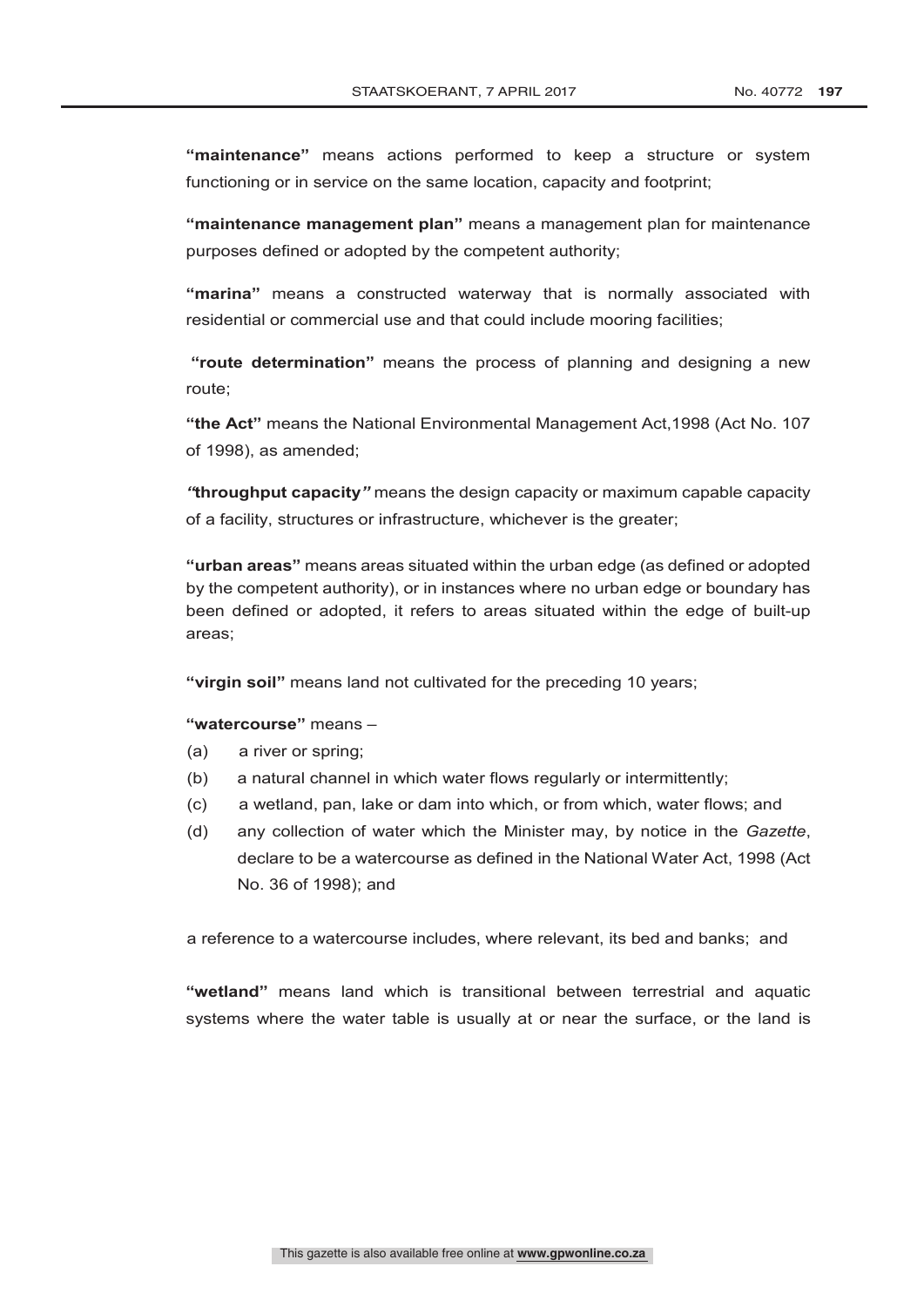**"maintenance"** means actions performed to keep a structure or system functioning or in service on the same location, capacity and footprint;

**"maintenance management plan"** means a management plan for maintenance purposes defined or adopted by the competent authority;

**"marina"** means a constructed waterway that is normally associated with residential or commercial use and that could include mooring facilities;

**"route determination"** means the process of planning and designing a new route;

**"the Act"** means the National Environmental Management Act,1998 (Act No. 107 of 1998), as amended;

***"*throughput capacity*"*** means the design capacity or maximum capable capacity of a facility, structures or infrastructure, whichever is the greater;

**"urban areas"** means areas situated within the urban edge (as defined or adopted by the competent authority), or in instances where no urban edge or boundary has been defined or adopted, it refers to areas situated within the edge of built-up areas;

**"virgin soil"** means land not cultivated for the preceding 10 years;

**"watercourse"** means –

(a) a river or spring;

(b) a natural channel in which water flows regularly or intermittently;

(c) a wetland, pan, lake or dam into which, or from which, water flows; and

(d) any collection of water which the Minister may, by notice in the *Gazette*, declare to be a watercourse as defined in the National Water Act, 1998 (Act No. 36 of 1998); and

a reference to a watercourse includes, where relevant, its bed and banks; and

**"wetland"** means land which is transitional between terrestrial and aquatic systems where the water table is usually at or near the surface, or the land is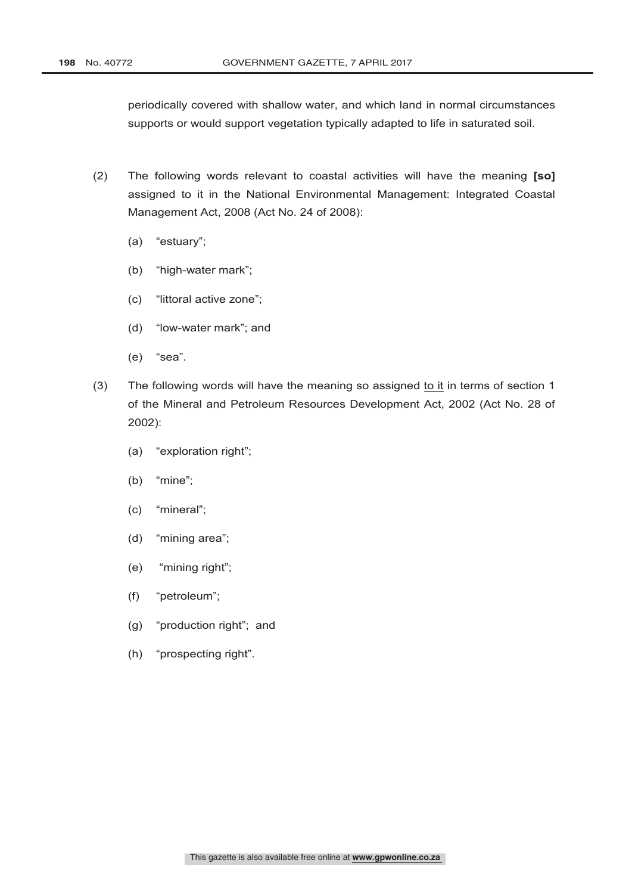periodically covered with shallow water, and which land in normal circumstances supports or would support vegetation typically adapted to life in saturated soil.

(2) The following words relevant to coastal activities will have the meaning **[so]** assigned to it in the National Environmental Management: Integrated Coastal Management Act, 2008 (Act No. 24 of 2008):

(a) "estuary";

(b) "high-water mark";

(c) "littoral active zone";

(d) "low-water mark"; and

(e) "sea".

(3) The following words will have the meaning so assigned to it in terms of section 1 of the Mineral and Petroleum Resources Development Act, 2002 (Act No. 28 of 2002):

(a) "exploration right";

(b) "mine";

(c) "mineral";

(d) "mining area";

(e) "mining right";

(f) "petroleum";

(g) "production right"; and

(h) "prospecting right".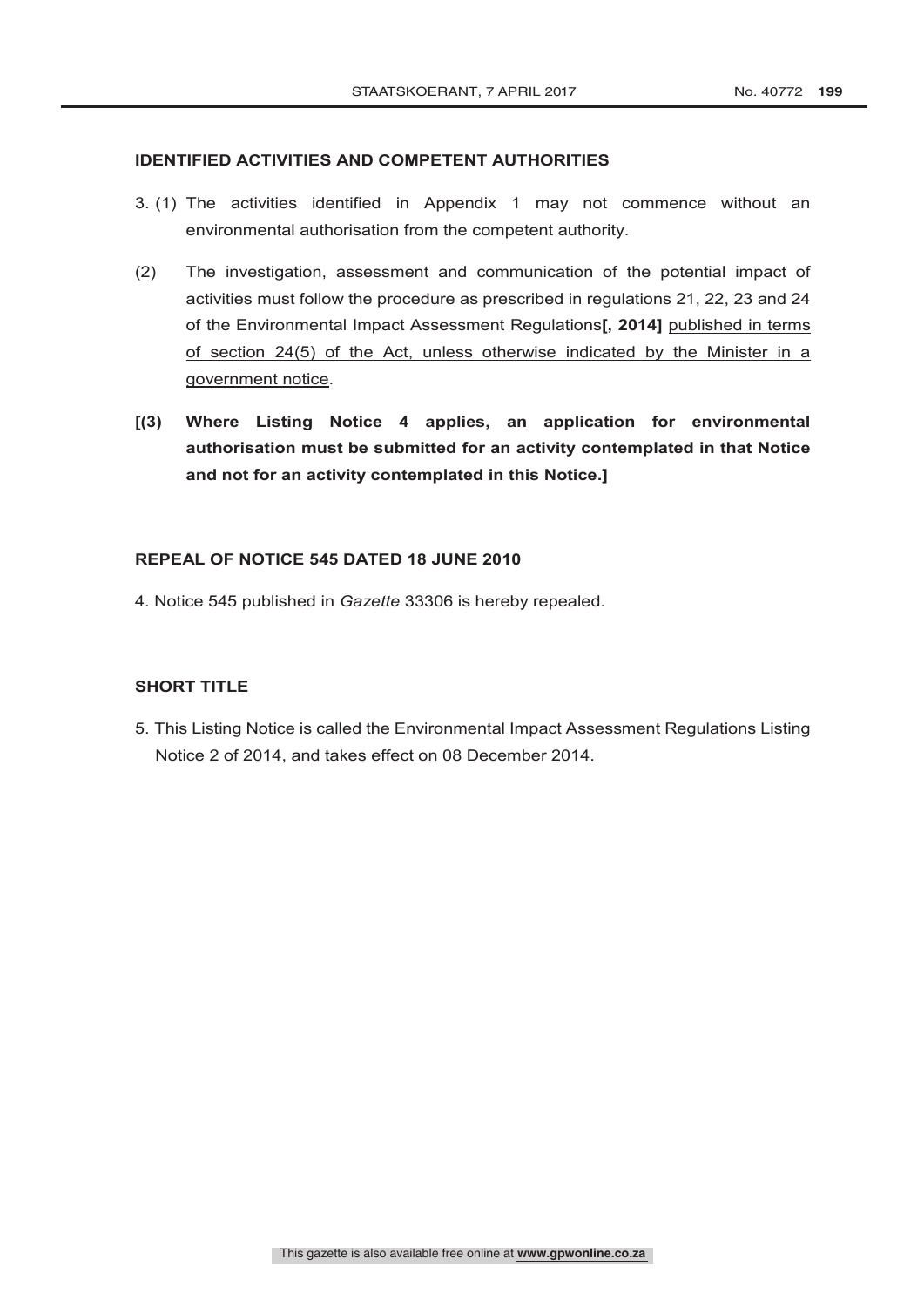**IDENTIFIED ACTIVITIES AND COMPETENT AUTHORITIES**

3. (1) The activities identified in Appendix 1 may not commence without an environmental authorisation from the competent authority.

(2) The investigation, assessment and communication of the potential impact of activities must follow the procedure as prescribed in regulations 21, 22, 23 and 24 of the Environmental Impact Assessment Regulations**[, 2014]** <u>published in terms of section 24(5) of the Act, unless otherwise indicated by the Minister in a government notice</u>.

**[(3) Where Listing Notice 4 applies, an application for environmental authorisation must be submitted for an activity contemplated in that Notice and not for an activity contemplated in this Notice.]**

**REPEAL OF NOTICE 545 DATED 18 JUNE 2010**

4. Notice 545 published in *Gazette* 33306 is hereby repealed.

**SHORT TITLE**

5. This Listing Notice is called the Environmental Impact Assessment Regulations Listing Notice 2 of 2014, and takes effect on 08 December 2014.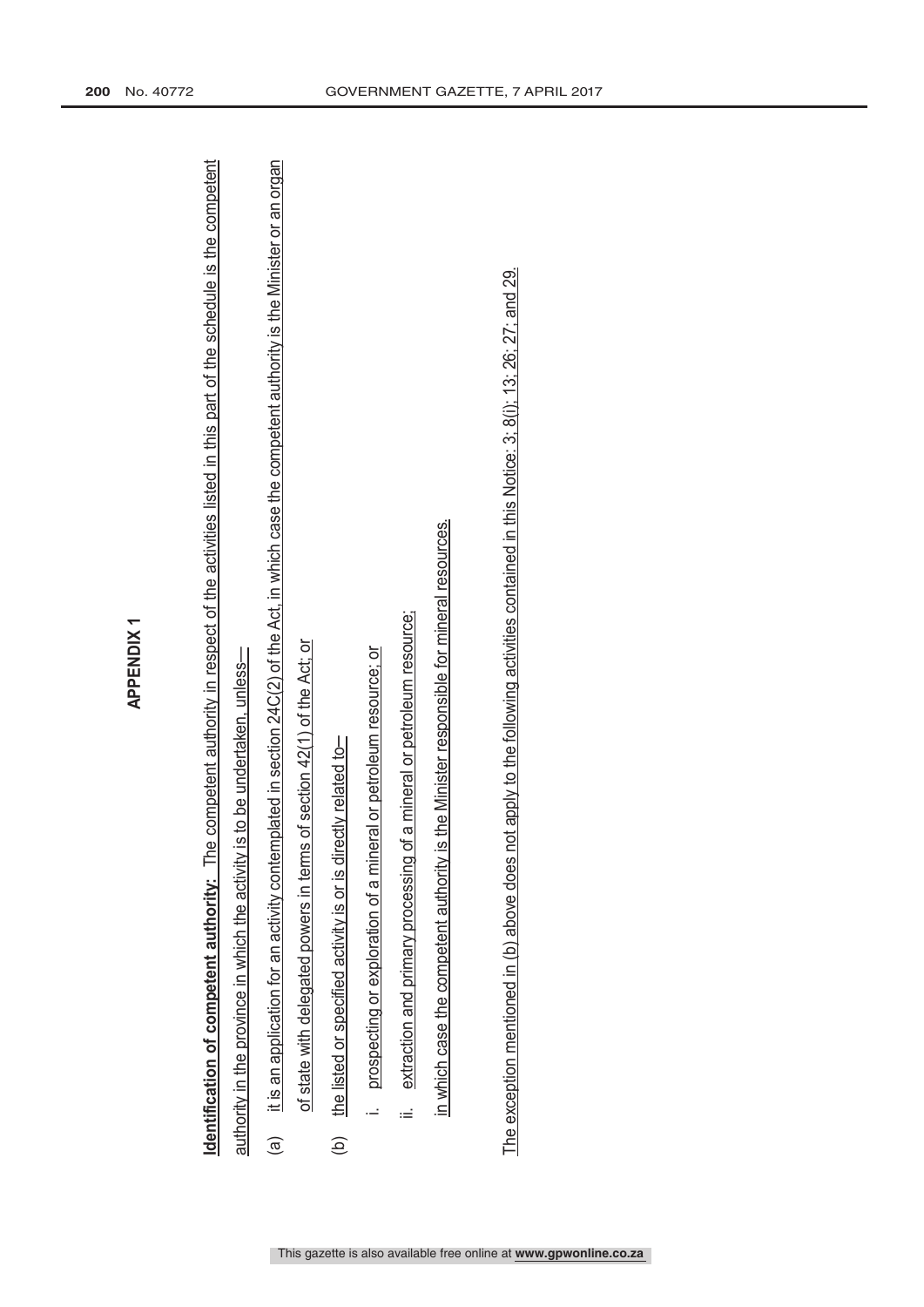## APPENDIX 1

**Identification of competent authority:** The competent authority in respect of the activities listed in this part of the schedule is the competent authority in the province in which the activity is to be undertaken, unless—

(a) it is an application for an activity contemplated in section 24C(2) of the Act, in which case the competent authority is the Minister or an organ of state with delegated powers in terms of section 42(1) of the Act; or

(b) the listed or specified activity is or is directly related to—

i. prospecting or exploration of a mineral or petroleum resource; or

ii. extraction and primary processing of a mineral or petroleum resource;

in which case the competent authority is the Minister responsible for mineral resources.

The exception mentioned in (b) above does not apply to the following activities contained in this Notice: 3; 8(i); 13; 26; 27; and 29.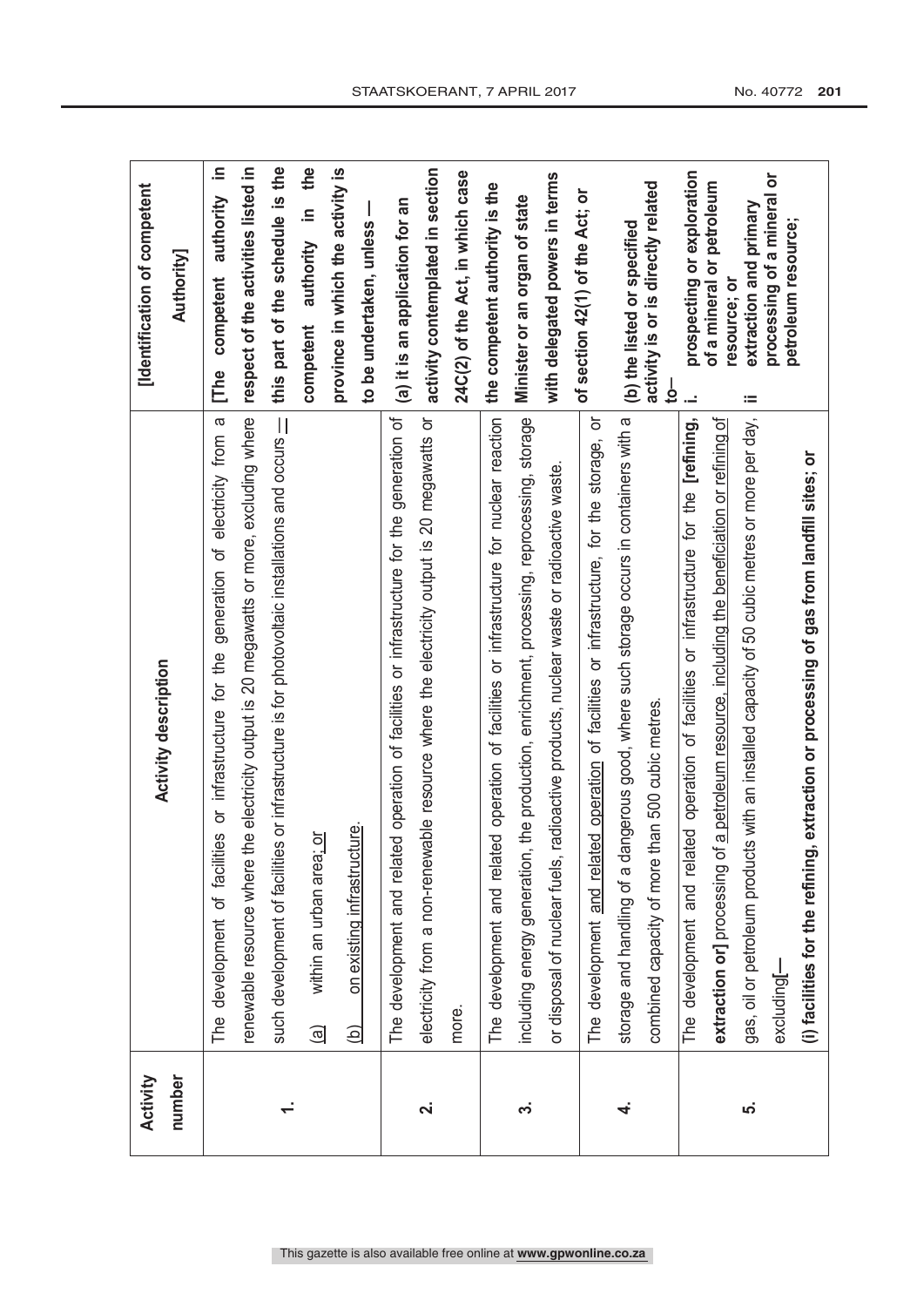| Activity number | Activity description | [Identification of competent Authority] |
|---|---|---|
| 1. | The development of facilities or infrastructure for the generation of electricity from a renewable resource where the electricity output is 20 megawatts or more, excluding where such development of facilities or infrastructure is for photovoltaic installations and occurs —<br>(a) within an urban area; or<br>(b) on existing infrastructure. | [The competent authority in respect of the activities listed in this part of the schedule is the competent authority in the province in which the activity is to be undertaken, unless —<br>(a) it is an application for an activity contemplated in section 24C(2) of the Act, in which case the competent authority is the Minister or an organ of state with delegated powers in terms of section 42(1) of the Act; or<br>(b) the listed or specified activity is or is directly related to—<br>i. prospecting or exploration of a mineral or petroleum resource; or<br>ii extraction and primary processing of a mineral or petroleum resource; |
| 2. | The development and related operation of facilities or infrastructure for the generation of electricity from a non-renewable resource where the electricity output is 20 megawatts or more. | |
| 3. | The development and related operation of facilities or infrastructure for nuclear reaction including energy generation, the production, enrichment, processing, reprocessing, storage or disposal of nuclear fuels, radioactive products, nuclear waste or radioactive waste. | |
| 4. | The development and related operation of facilities or infrastructure, for the storage, or storage and handling of a dangerous good, where such storage occurs in containers with a combined capacity of more than 500 cubic metres. | |
| 5. | The development and related operation of facilities or infrastructure for the **[refining, extraction or]** processing of a petroleum resource, including the beneficiation or refining of gas, oil or petroleum products with an installed capacity of 50 cubic metres or more per day, excluding**[—**<br>**(i) facilities for the refining, extraction or processing of gas from landfill sites; or** | |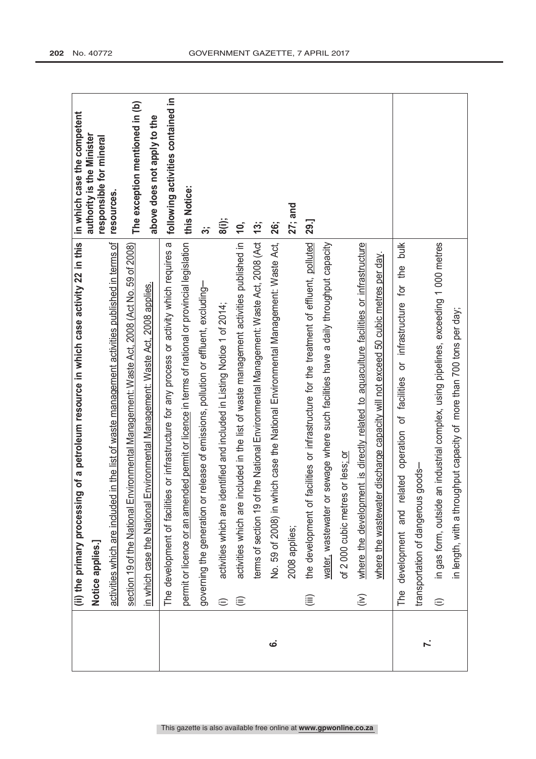| | | |
|---|---|---|
| | **(ii) the primary processing of a petroleum resource in which case activity 22 in this Notice applies.]** activities which are included in the list of waste management activities published in terms of section 19 of the National Environmental Management: Waste Act, 2008 (Act No. 59 of 2008) in which case the National Environmental Management: Waste Act, 2008 applies. | **in which case the competent authority is the Minister responsible for mineral resources.** **The exception mentioned in (b) above does not apply to the following activities contained in this Notice:** **3;** **8(i);** **10,** **13;** **26;** **27; and** **29.]** |
| **6.** | The development of facilities or infrastructure for any process or activity which requires a permit or licence or an amended permit or licence in terms of national or provincial legislation governing the generation or release of emissions, pollution or effluent, excluding—<br>(i) activities which are identified and included in Listing Notice 1 of 2014;<br>(ii) activities which are included in the list of waste management activities published in terms of section 19 of the National Environmental Management: Waste Act, 2008 (Act No. 59 of 2008) in which case the National Environmental Management: Waste Act, 2008 applies;<br>(iii) the development of facilities or infrastructure for the treatment of effluent, polluted water, wastewater or sewage where such facilities have a daily throughput capacity of 2 000 cubic metres or less; or<br>(iv) where the development is directly related to aquaculture facilities or infrastructure where the wastewater discharge capacity will not exceed 50 cubic metres per day. | |
| **7.** | The development and related operation of facilities or infrastructure for the bulk transportation of dangerous goods—<br>(i) in gas form, outside an industrial complex, using pipelines, exceeding 1 000 metres in length, with a throughput capacity of more than 700 tons per day; | |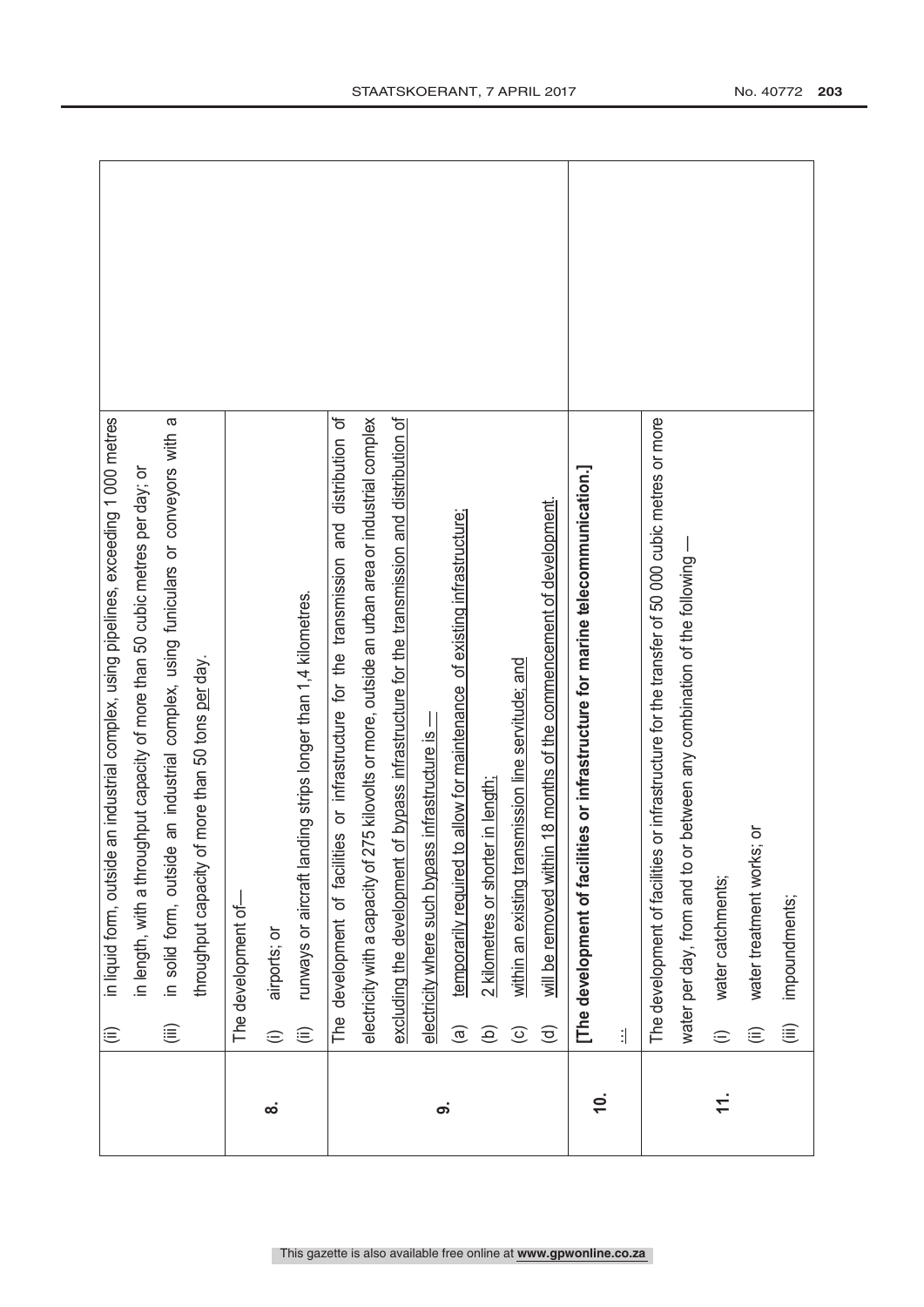| | | |
|---|---|---|
| | (ii) in liquid form, outside an industrial complex, using pipelines, exceeding 1 000 metres in length, with a throughput capacity of more than 50 cubic metres per day; or<br>(iii) in solid form, outside an industrial complex, using funiculars or conveyors with a throughput capacity of more than 50 tons <u>per</u> day. | |
| **8.** | The development of—<br>(i) airports; or<br>(ii) runways or aircraft landing strips longer than 1,4 kilometres. | |
| **9.** | The development of facilities or infrastructure for the transmission and distribution of electricity with a capacity of 275 kilovolts or more, outside an urban area or industrial complex <u>excluding the development of bypass infrastructure for the transmission and distribution of electricity where such bypass infrastructure is —</u><br>(a) <u>temporarily required to allow for maintenance of existing infrastructure;</u><br>(b) <u>2 kilometres or shorter in length;</u><br>(c) <u>within an existing transmission line servitude; and</u><br>(d) <u>will be removed within 18 months of the commencement of development.</u> | |
| **10.** | **[The development of facilities or infrastructure for marine telecommunication.]**<br>... | |
| **11.** | The development of facilities or infrastructure for the transfer of 50 000 cubic metres or more water per day, from and to or between any combination of the following —<br>(i) water catchments;<br>(ii) water treatment works; or<br>(iii) impoundments; | |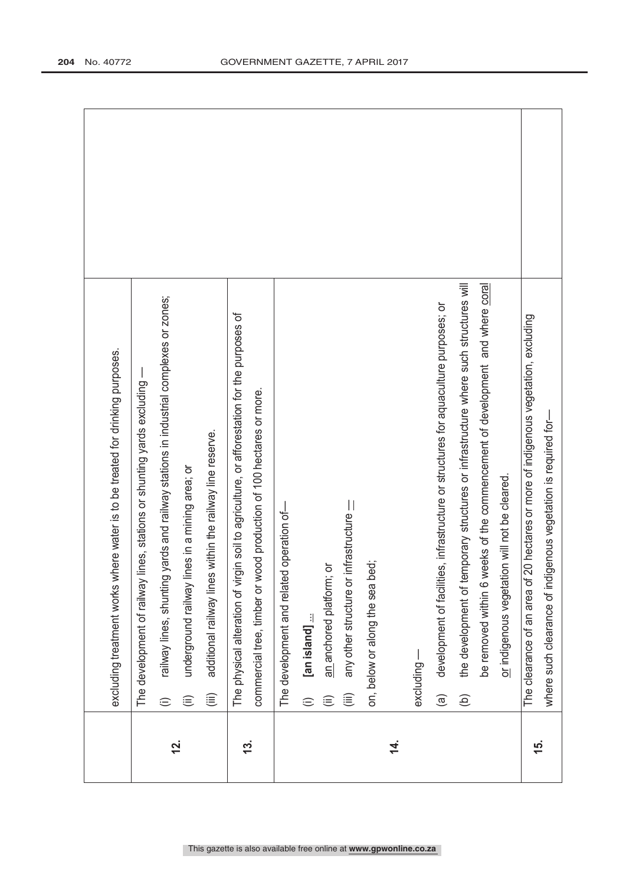| | | |
|---|---|---|
| | excluding treatment works where water is to be treated for drinking purposes. | |
| 12. | The development of railway lines, stations or shunting yards excluding —<br>(i) railway lines, shunting yards and railway stations in industrial complexes or zones;<br>(ii) underground railway lines in a mining area; or<br>(iii) additional railway lines within the railway line reserve. | |
| 13. | The physical alteration of virgin soil to agriculture, or afforestation for the purposes of commercial tree, timber or wood production of 100 hectares or more. | |
| 14. | The development and related operation of—<br>(i) **[an island]** ...<br>(ii) an anchored platform; or<br>(iii) any other structure or infrastructure —<br>on, below or along the sea bed;<br><br>excluding —<br>(a) development of facilities, infrastructure or structures for aquaculture purposes; or<br>(b) the development of temporary structures or infrastructure where such structures will be removed within 6 weeks of the commencement of development and where coral or indigenous vegetation will not be cleared. | |
| 15. | The clearance of an area of 20 hectares or more of indigenous vegetation, excluding where such clearance of indigenous vegetation is required for— | |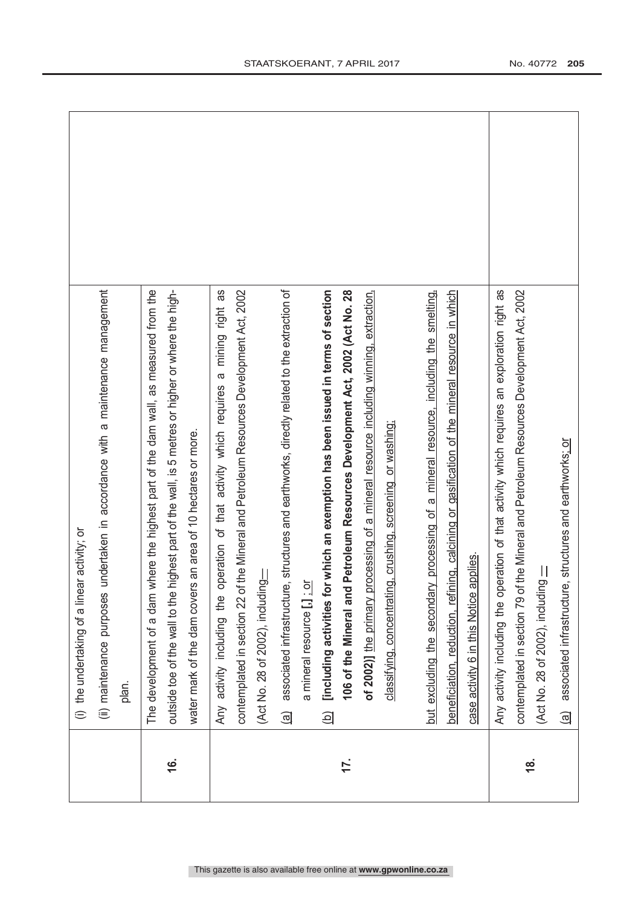|  |  |  |
|---|---|---|
|  | (i) the undertaking of a linear activity; or<br>(ii) maintenance purposes undertaken in accordance with a maintenance management plan. |  |
| **16.** | The development of a dam where the highest part of the dam wall, as measured from the outside toe of the wall to the highest part of the wall, is 5 metres or higher or where the high-water mark of the dam covers an area of 10 hectares or more. |  |
| **17.** | Any activity including the operation of that activity which requires a mining right as contemplated in section 22 of the Mineral and Petroleum Resources Development Act, 2002 (Act No. 28 of 2002), including—<br>(a) associated infrastructure, structures and earthworks, directly related to the extraction of a mineral resource [,] ; or<br>(b) **[including activities for which an exemption has been issued in terms of section 106 of the Mineral and Petroleum Resources Development Act, 2002 (Act No. 28 of 2002)]** the primary processing of a mineral resource including winning, extraction, classifying, concentrating, crushing, screening or washing;<br><br>but excluding the secondary processing of a mineral resource, including the smelting, beneficiation, reduction, refining, calcining or gasification of the mineral resource in which case activity 6 in this Notice applies. |  |
| **18.** | Any activity including the operation of that activity which requires an exploration right as contemplated in section 79 of the Mineral and Petroleum Resources Development Act, 2002 (Act No. 28 of 2002), including —<br>(a) associated infrastructure, structures and earthworks; or |  |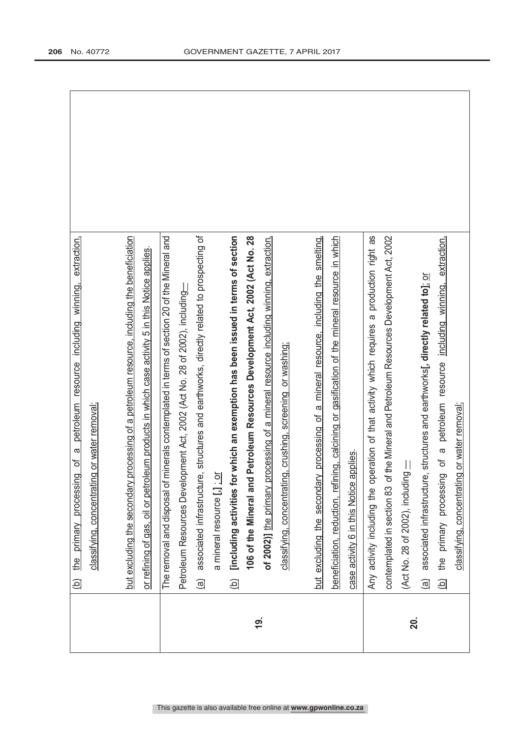| | | |
|---|---|---|
| | (b) the primary processing of a petroleum resource including winning, extraction, classifying, concentrating or water removal;<br><br>but excluding the secondary processing of a petroleum resource, including the beneficiation or refining of gas, oil or petroleum products in which case activity 5 in this Notice applies. | |
| 19. | The removal and disposal of minerals contemplated in terms of section 20 of the Mineral and Petroleum Resources Development Act, 2002 (Act No. 28 of 2002), including—<br>(a) associated infrastructure, structures and earthworks, directly related to prospecting of a mineral resource [;] ; or<br>(b) **[including activities for which an exemption has been issued in terms of section 106 of the Mineral and Petroleum Resources Development Act, 2002 (Act No. 28 of 2002)]** the primary processing of a mineral resource including winning, extraction, classifying, concentrating, crushing, screening or washing;<br><br>but excluding the secondary processing of a mineral resource, including the smelting, beneficiation, reduction, refining, calcining or gasification of the mineral resource in which case activity 6 in this Notice applies. | |
| 20. | Any activity including the operation of that activity which requires a production right as contemplated in section 83 of the Mineral and Petroleum Resources Development Act, 2002 (Act No. 28 of 2002), including —<br>(a) associated infrastructure, structures and earthworks**[, directly related to]**; or<br>(b) the primary processing of a petroleum resource including winning, extraction, classifying, concentrating or water removal; | |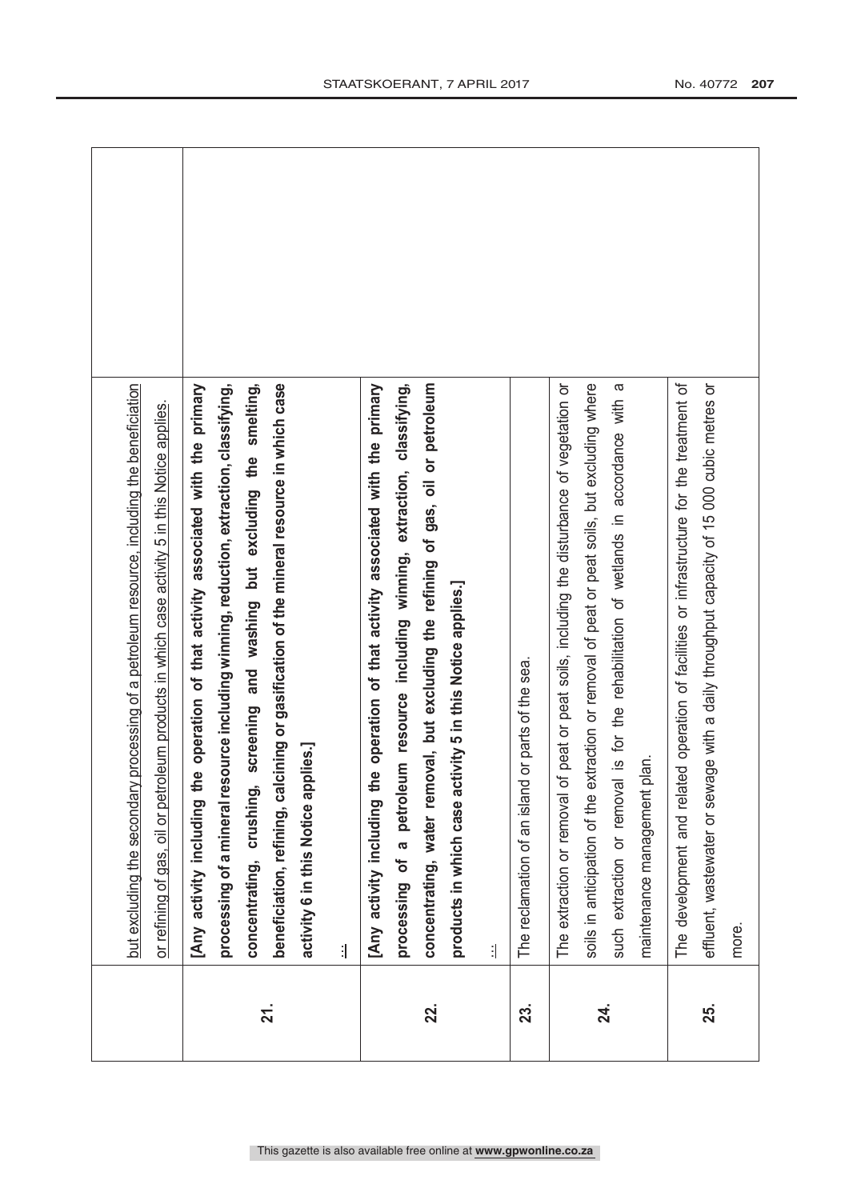| | | |
|---|---|---|
| | <u>but excluding the secondary processing of a petroleum resource, including the beneficiation or refining of gas, oil or petroleum products in which case activity 5 in this Notice applies.</u> | |
| 21. | **[Any activity including the operation of that activity associated with the primary processing of a mineral resource including winning, reduction, extraction, classifying, concentrating, crushing, screening and washing but excluding the smelting, beneficiation, refining, calcining or gasification of the mineral resource in which case activity 6 in this Notice applies.]**<br><br>... | |
| 22. | **[Any activity including the operation of that activity associated with the primary processing of a petroleum resource including winning, extraction, classifying, concentrating, water removal, but excluding the refining of gas, oil or petroleum products in which case activity 5 in this Notice applies.]**<br><br>... | |
| 23. | The reclamation of an island or parts of the sea. | |
| 24. | The extraction or removal of peat or peat soils, including the disturbance of vegetation or soils in anticipation of the extraction or removal of peat or peat soils, but excluding where such extraction or removal is for the rehabilitation of wetlands in accordance with a maintenance management plan. | |
| 25. | The development and related operation of facilities or infrastructure for the treatment of effluent, wastewater or sewage with a daily throughput capacity of 15 000 cubic metres or more. | |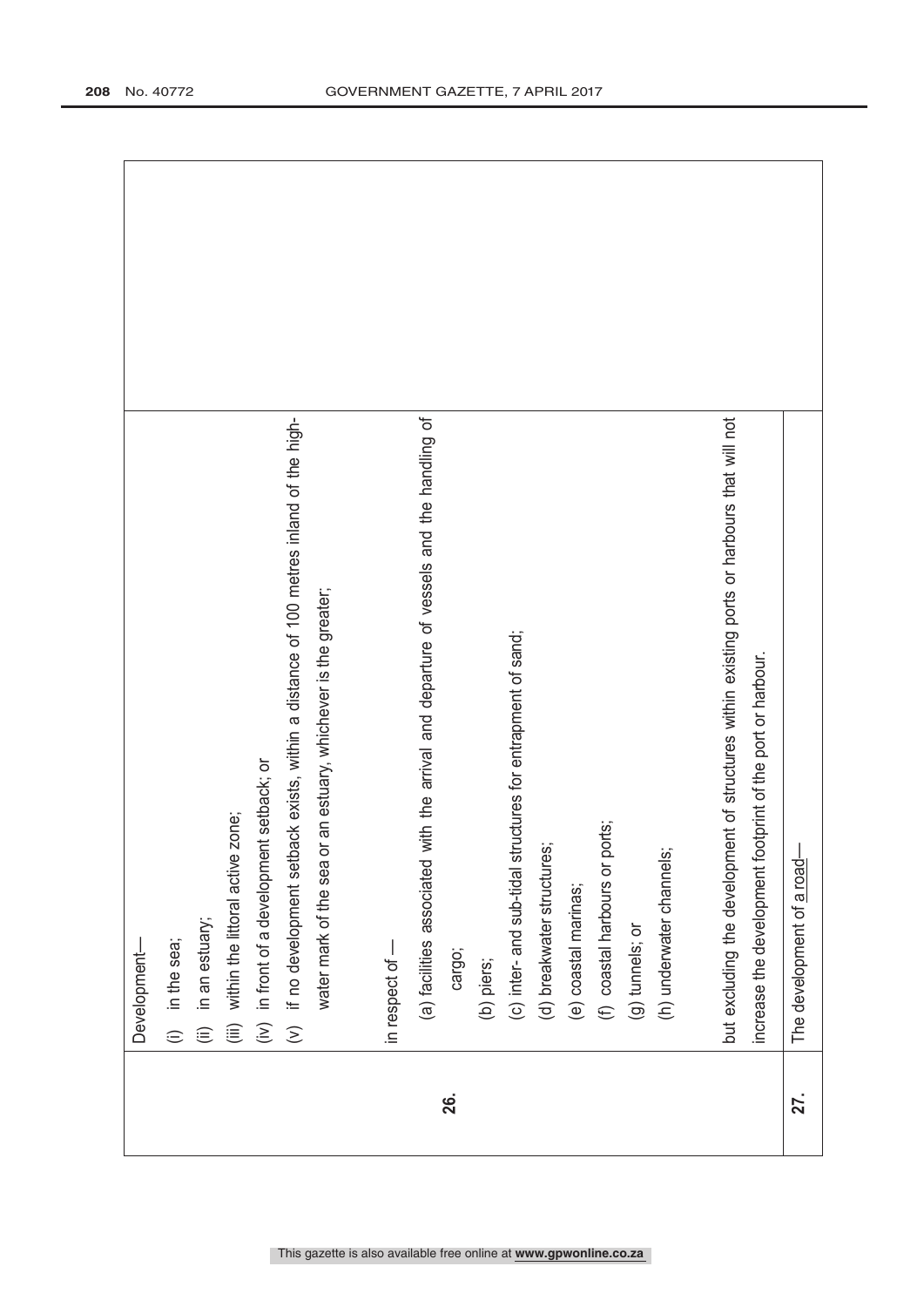| | | |
|---|---|---|
| 26. | Development—<br>(i) in the sea;<br>(ii) in an estuary;<br>(iii) within the littoral active zone;<br>(iv) in front of a development setback; or<br>(v) if no development setback exists, within a distance of 100 metres inland of the high-water mark of the sea or an estuary, whichever is the greater;<br><br>in respect of —<br>(a) facilities associated with the arrival and departure of vessels and the handling of cargo;<br>(b) piers;<br>(c) inter- and sub-tidal structures for entrapment of sand;<br>(d) breakwater structures;<br>(e) coastal marinas;<br>(f) coastal harbours or ports;<br>(g) tunnels; or<br>(h) underwater channels;<br><br>but excluding the development of structures within existing ports or harbours that will not increase the development footprint of the port or harbour. | |
| 27. | The development of a road— | |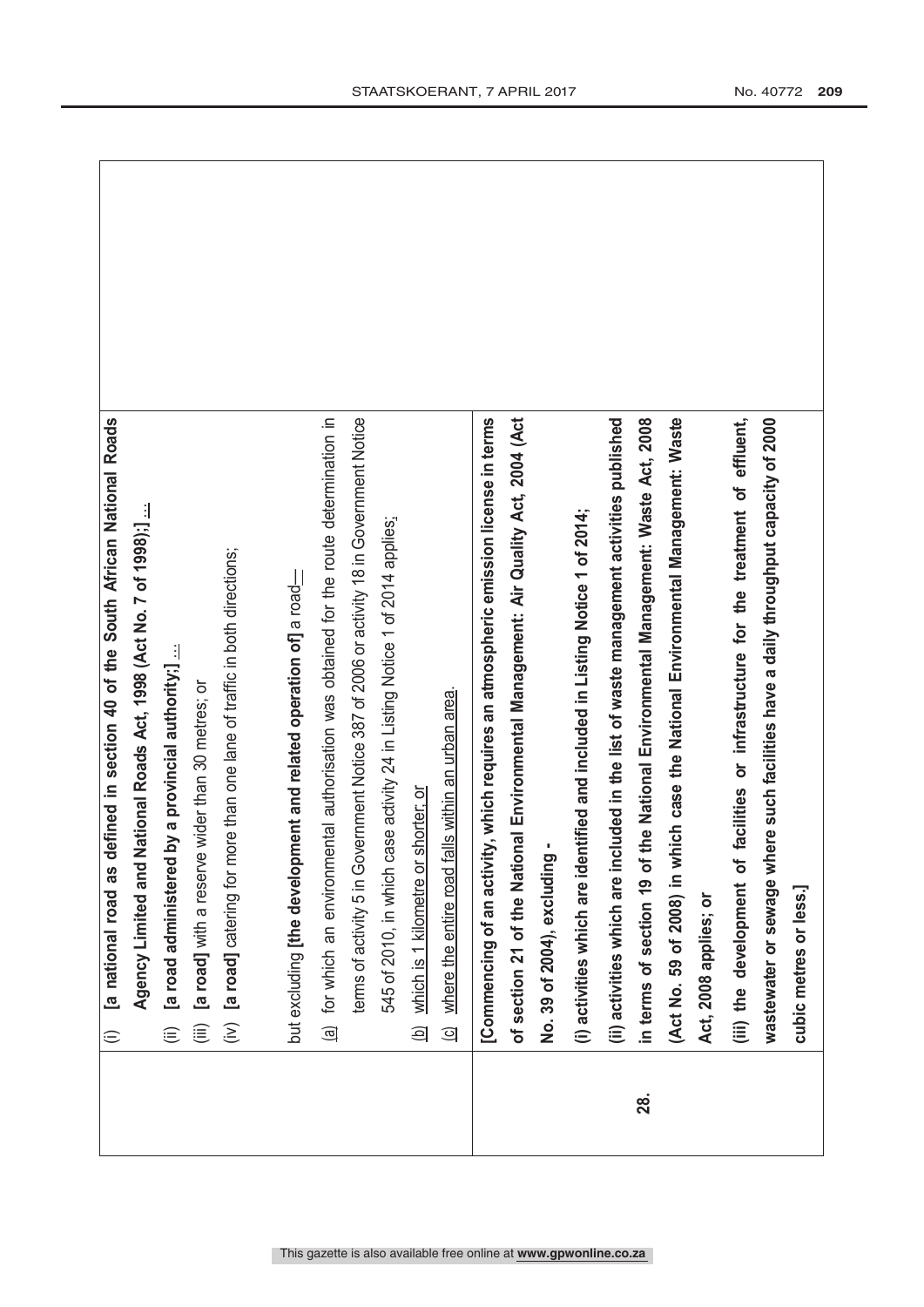| | | |
|---|---|---|
| | (i) **[a national road as defined in section 40 of the South African National Roads Agency Limited and National Roads Act, 1998 (Act No. 7 of 1998);]** ...<br>(ii) **[a road administered by a provincial authority;]** ...<br>(iii) **[a road]** with a reserve wider than 30 metres; or<br>(iv) **[a road]** catering for more than one lane of traffic in both directions;<br><br>but excluding **[the development and related operation of]** a road—<br>(a) for which an environmental authorisation was obtained for the route determination in terms of activity 5 in Government Notice 387 of 2006 or activity 18 in Government Notice 545 of 2010, in which case activity 24 in Listing Notice 1 of 2014 applies;<br>(b) which is 1 kilometre or shorter; or<br>(c) where the entire road falls within an urban area. | |
| **28.** | **[Commencing of an activity, which requires an atmospheric emission license in terms of section 21 of the National Environmental Management: Air Quality Act, 2004 (Act No. 39 of 2004), excluding -**<br>**(i) activities which are identified and included in Listing Notice 1 of 2014;**<br>**(ii) activities which are included in the list of waste management activities published in terms of section 19 of the National Environmental Management: Waste Act, 2008 (Act No. 59 of 2008) in which case the National Environmental Management: Waste Act, 2008 applies; or**<br>**(iii) the development of facilities or infrastructure for the treatment of effluent, wastewater or sewage where such facilities have a daily throughput capacity of 2000 cubic metres or less.]** | |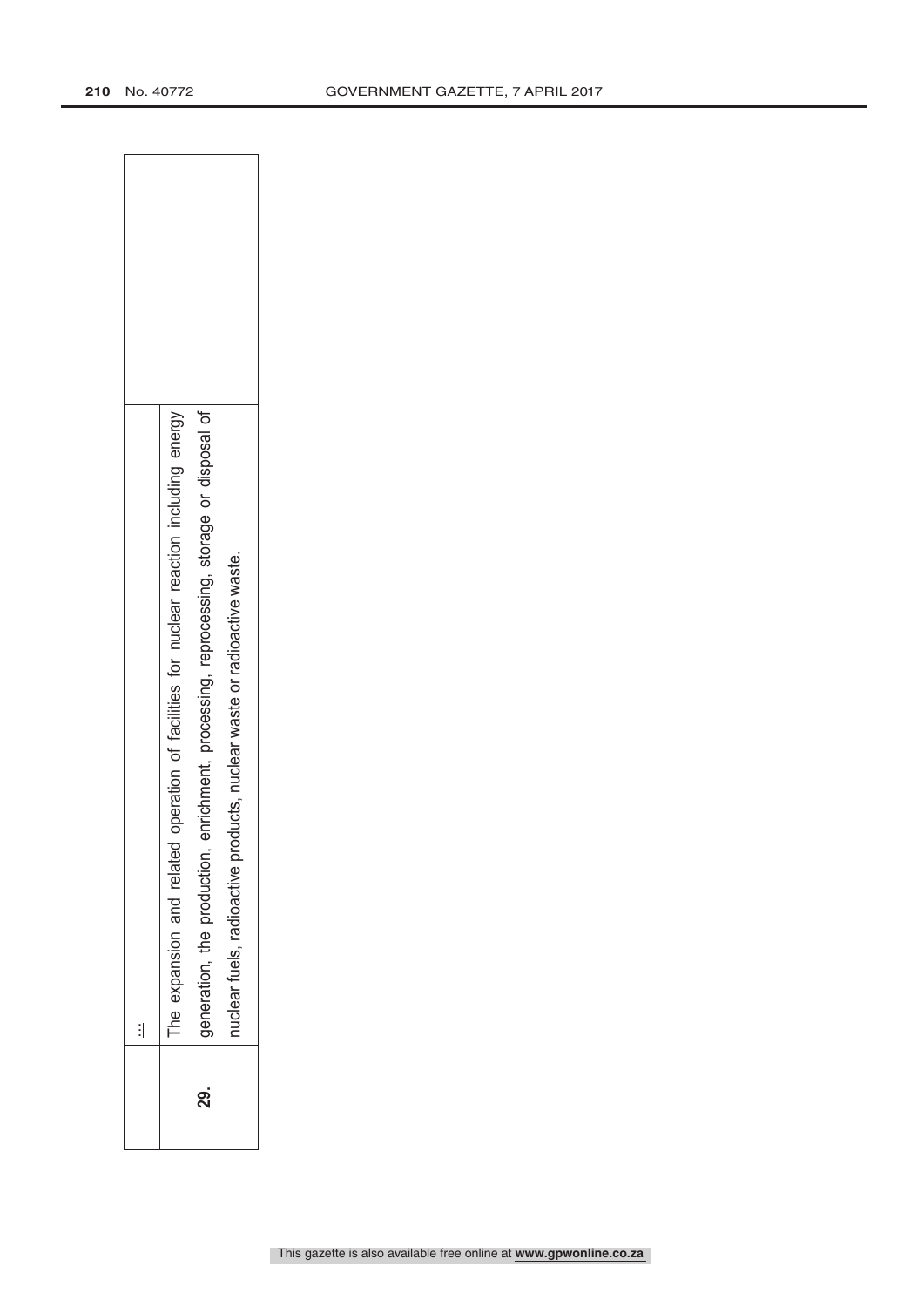| | | |
|---|---|---|
| | … | |
| **29.** | The expansion and related operation of facilities for nuclear reaction including energy generation, the production, enrichment, processing, reprocessing, storage or disposal of nuclear fuels, radioactive products, nuclear waste or radioactive waste. | |